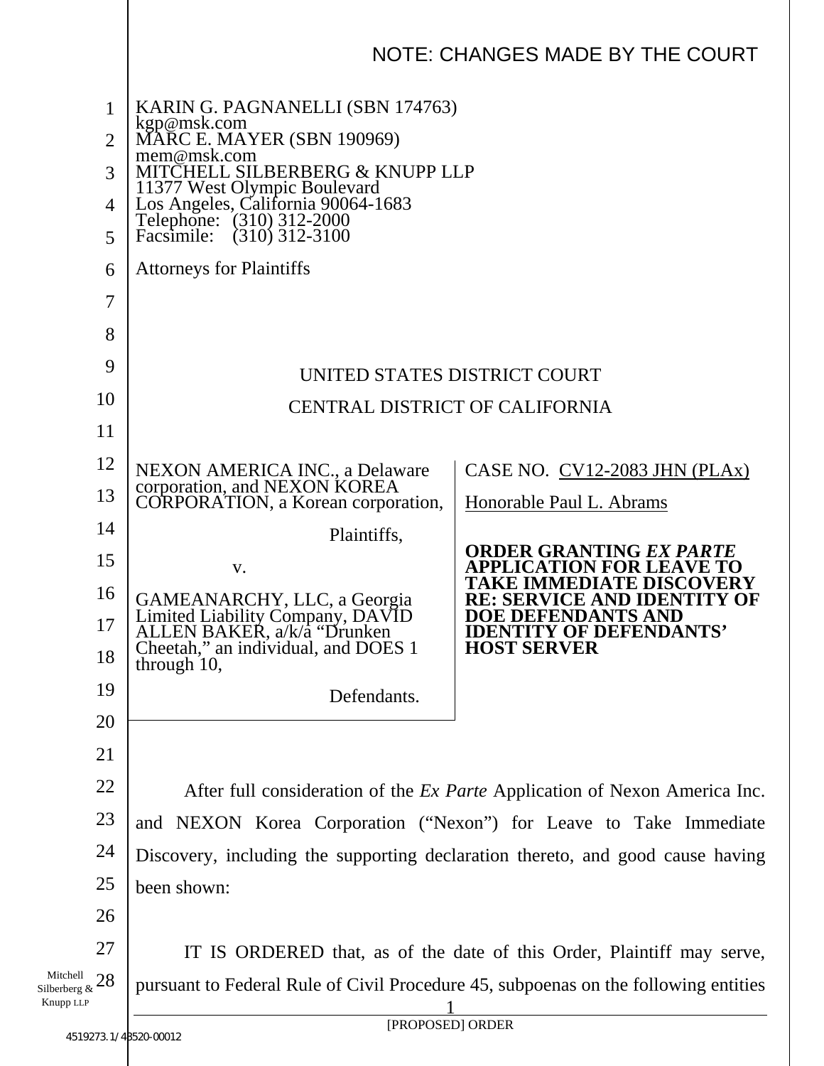NOTE: CHANGES MADE BY THE COURT

KARIN G. PAGNANELLI (SBN 174763)
kgp@msk.com
MARC E. MAYER (SBN 190969)
mem@msk.com
MITCHELL SILBERBERG & KNUPP LLP
11377 West Olympic Boulevard
Los Angeles, California 90064-1683
Telephone: (310) 312-2000
Facsimile: (310) 312-3100

Attorneys for Plaintiffs

UNITED STATES DISTRICT COURT

CENTRAL DISTRICT OF CALIFORNIA

| | |
|---|---|
| NEXON AMERICA INC., a Delaware corporation, and NEXON KOREA CORPORATION, a Korean corporation,<br><br>Plaintiffs,<br><br>v.<br><br>GAMEANARCHY, LLC, a Georgia Limited Liability Company, DAVID ALLEN BAKER, a/k/a "Drunken Cheetah," an individual, and DOES 1 through 10,<br><br>Defendants. | CASE NO. CV12-2083 JHN (PLAx)<br><br>Honorable Paul L. Abrams<br><br>**ORDER GRANTING *EX PARTE* APPLICATION FOR LEAVE TO TAKE IMMEDIATE DISCOVERY RE: SERVICE AND IDENTITY OF DOE DEFENDANTS AND IDENTITY OF DEFENDANTS' HOST SERVER** |

After full consideration of the *Ex Parte* Application of Nexon America Inc. and NEXON Korea Corporation ("Nexon") for Leave to Take Immediate Discovery, including the supporting declaration thereto, and good cause having been shown:

IT IS ORDERED that, as of the date of this Order, Plaintiff may serve, pursuant to Federal Rule of Civil Procedure 45, subpoenas on the following entities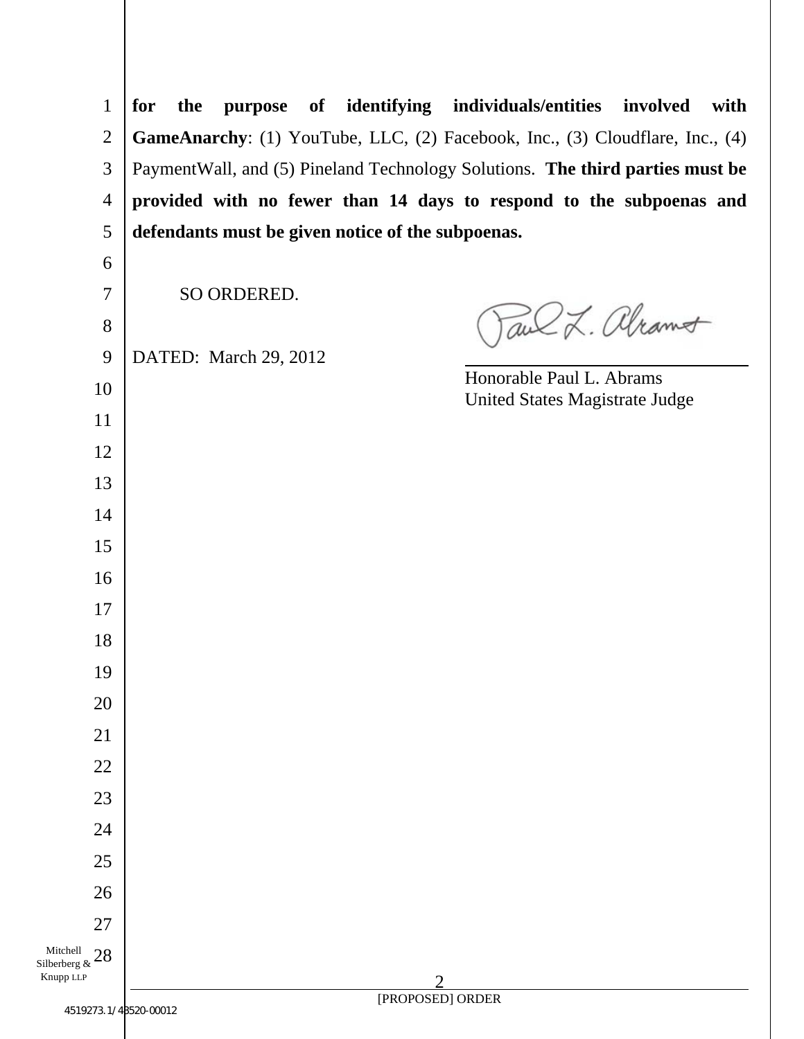**for the purpose of identifying individuals/entities involved with GameAnarchy**: (1) YouTube, LLC, (2) Facebook, Inc., (3) Cloudflare, Inc., (4) PaymentWall, and (5) Pineland Technology Solutions. **The third parties must be provided with no fewer than 14 days to respond to the subpoenas and defendants must be given notice of the subpoenas.**

SO ORDERED.

DATED: March 29, 2012

Paul L. Abrams

Honorable Paul L. Abrams
United States Magistrate Judge